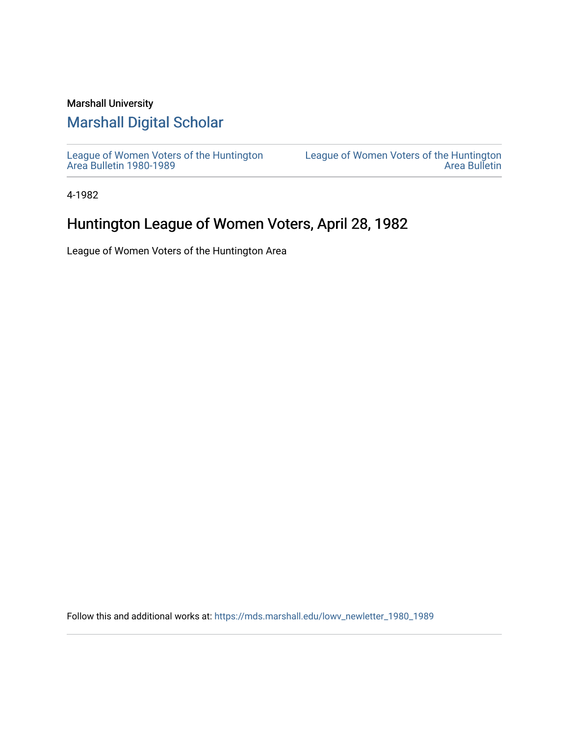Marshall University

# Marshall Digital Scholar

League of Women Voters of the Huntington Area Bulletin 1980-1989

League of Women Voters of the Huntington Area Bulletin

4-1982

## Huntington League of Women Voters, April 28, 1982

League of Women Voters of the Huntington Area

Follow this and additional works at: https://mds.marshall.edu/lowv_newletter_1980_1989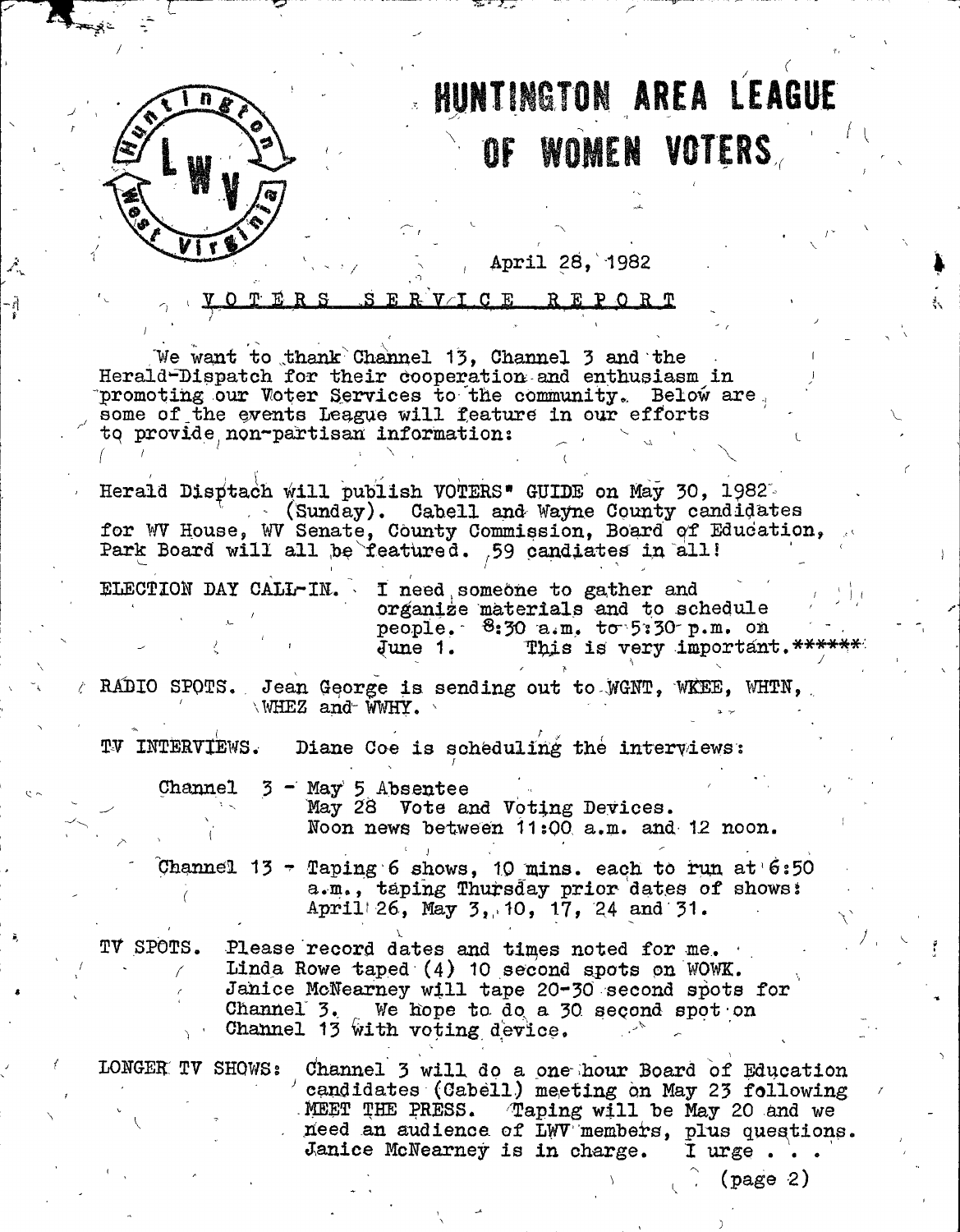# HUNTINGTON AREA LEAGUE OF WOMEN VOTERS

April 28, 1982

## VOTERS SERVICE REPORT

We want to thank Channel 13, Channel 3 and the Herald-Dispatch for their cooperation and enthusiasm in promoting our Voter Services to the community. Below are some of the events League will feature in our efforts to provide non-partisan information:

Herald Disptach will publish VOTERS" GUIDE on May 30, 1982 (Sunday). Cabell and Wayne County candidates for WV House, WV Senate, County Commission, Board of Education, Park Board will all be featured. 59 candiates in all!

ELECTION DAY CALL-IN. I need someone to gather and organize materials and to schedule people. 8:30 a.m. to 5:30 p.m. on June 1. This is very important.******

RADIO SPOTS. Jean George is sending out to WGNT, WKEE, WHTN, WHEZ and WWHY.

TV INTERVIEWS. Diane Coe is scheduling the interviews:

Channel 3 - May 5 Absentee
May 28 Vote and Voting Devices.
Noon news between 11:00 a.m. and 12 noon.

Channel 13 - Taping 6 shows, 10 mins. each to run at 6:50 a.m., taping Thursday prior dates of shows: April 26, May 3, 10, 17, 24 and 31.

TV SPOTS. Please record dates and times noted for me. Linda Rowe taped (4) 10 second spots on WOWK. Janice McNearney will tape 20-30 second spots for Channel 3. We hope to do a 30 second spot on Channel 13 with voting device.

LONGER TV SHOWS: Channel 3 will do a one hour Board of Education candidates (Cabell) meeting on May 23 following MEET THE PRESS. Taping will be May 20 and we need an audience of LWV members, plus questions. Janice McNearney is in charge. I urge . . .

(page 2)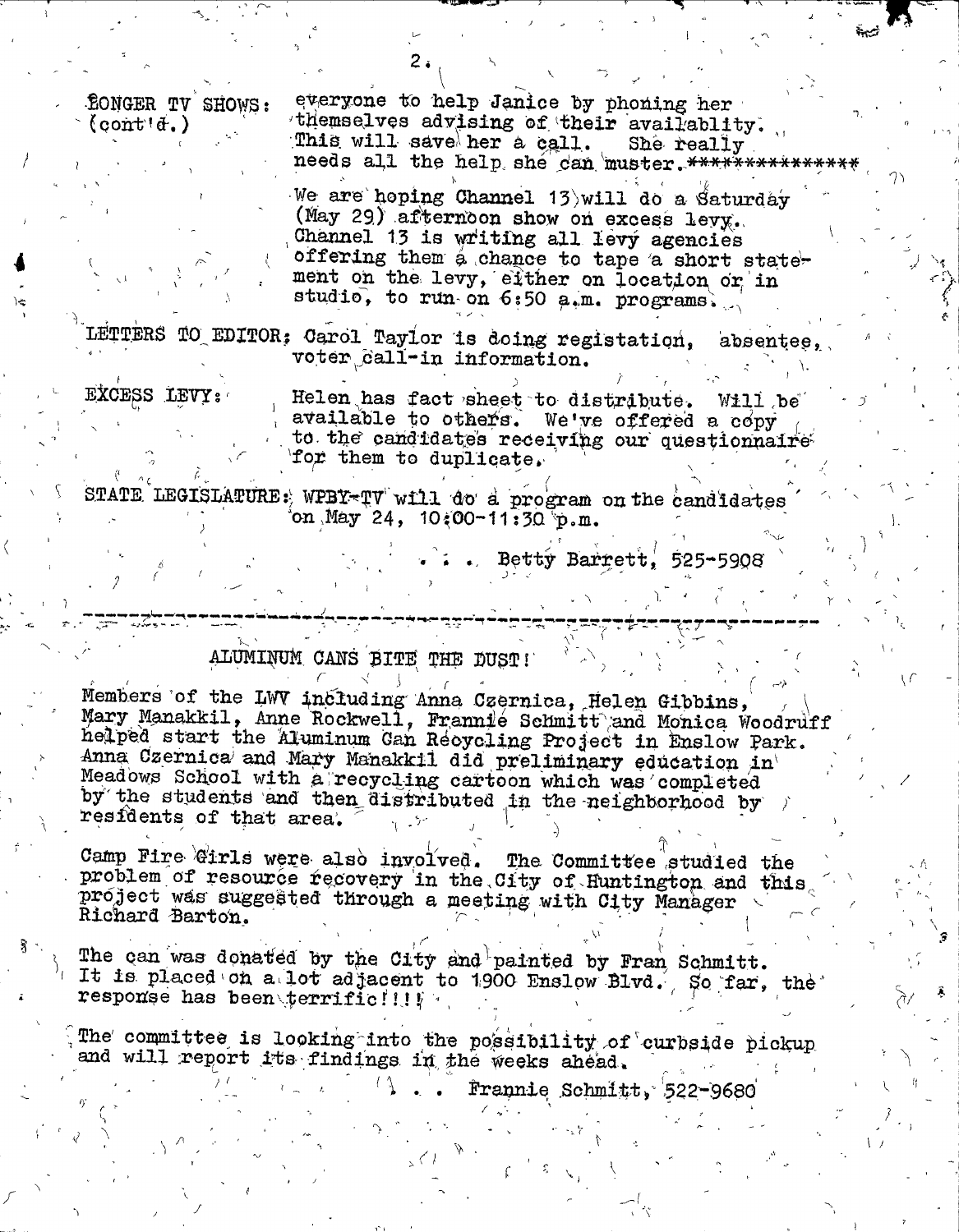LONGER TV SHOWS: (cont'd.) everyone to help Janice by phoning her themselves advising of their availablity. This will save her a call. She really needs all the help she can muster.***************

We are hoping Channel 13 will do a Saturday (May 29) afternoon show on excess levy. Channel 13 is writing all levy agencies offering them a chance to tape a short statement on the levy, either on location or in studio, to run on 6:50 a.m. programs.

LETTERS TO EDITOR: Carol Taylor is doing registation, absentee, voter call-in information.

EXCESS LEVY: Helen has fact sheet to distribute. Will be available to others. We've offered a copy to the candidates receiving our questionnaire for them to duplicate.

STATE LEGISLATURE: WPBY-TV will do a program on the candidates on May 24, 10:00-11:30 p.m.

. . . Betty Barrett, 525-5908

---

## ALUMINUM CANS BITE THE DUST!

Members of the LWV including Anna Czernica, Helen Gibbins, Mary Manakkil, Anne Rockwell, Frannie Schmitt and Monica Woodruff helped start the Aluminum Can Recycling Project in Enslow Park. Anna Czernica and Mary Manakkil did preliminary education in Meadows School with a recycling cartoon which was completed by the students and then distributed in the neighborhood by residents of that area.

Camp Fire Girls were also involved. The Committee studied the problem of resource recovery in the City of Huntington and this project was suggested through a meeting with City Manager Richard Barton.

The can was donated by the City and painted by Fran Schmitt. It is placed on a lot adjacent to 1900 Enslow Blvd. So far, the response has been terrific!!!!

The committee is looking into the possibility of curbside pickup and will report its findings in the weeks ahead.

. . . Frannie Schmitt, 522-9680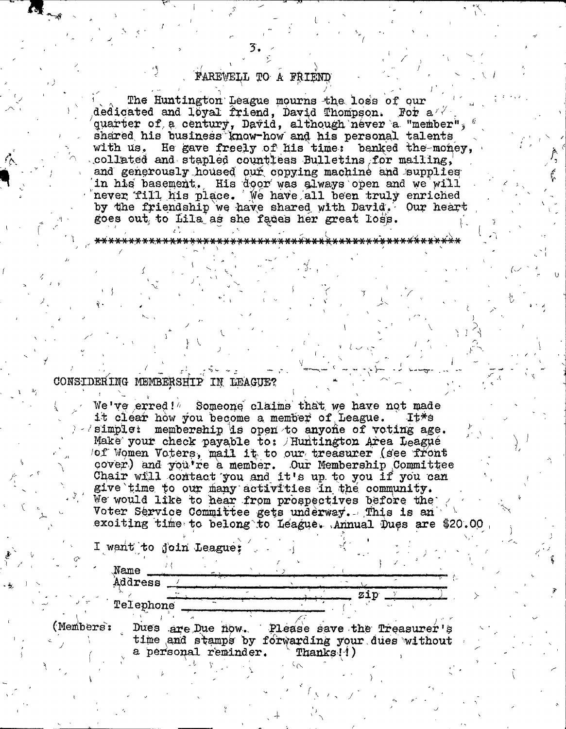## FAREWELL TO A FRIEND

The Huntington League mourns the loss of our dedicated and loyal friend, David Thompson. For a quarter of a century, David, although never a "member", shared his business know-how and his personal talents with us. He gave freely of his time: banked the money, collated and stapled countless Bulletins for mailing, and generously housed our copying machine and supplies in his basement. His door was always open and we will never fill his place. We have all been truly enriched by the friendship we have shared with David. Our heart goes out to Lila as she faces her great loss.

*****************************************************

## CONSIDERING MEMBERSHIP IN LEAGUE?

We've erred! Someone claims that we have not made it clear how you become a member of League. It*s simple: membership is open to anyone of voting age. Make your check payable to: Huntington Area League of Women Voters, mail it to our treasurer (see front cover) and you're a member. Our Membership Committee Chair will contact you and it's up to you if you can give time to our many activities in the community. We would like to hear from prospectives before the Voter Service Committee gets underway. This is an exciting time to belong to League. Annual Dues are $20.00

I want to join League:

Name ________________________________________

Address ______________________________________

______________________________ zip __________

Telephone ____________________

(Members: Dues are Due now. Please save the Treasurer's time and stamps by forwarding your dues without a personal reminder. Thanks!!)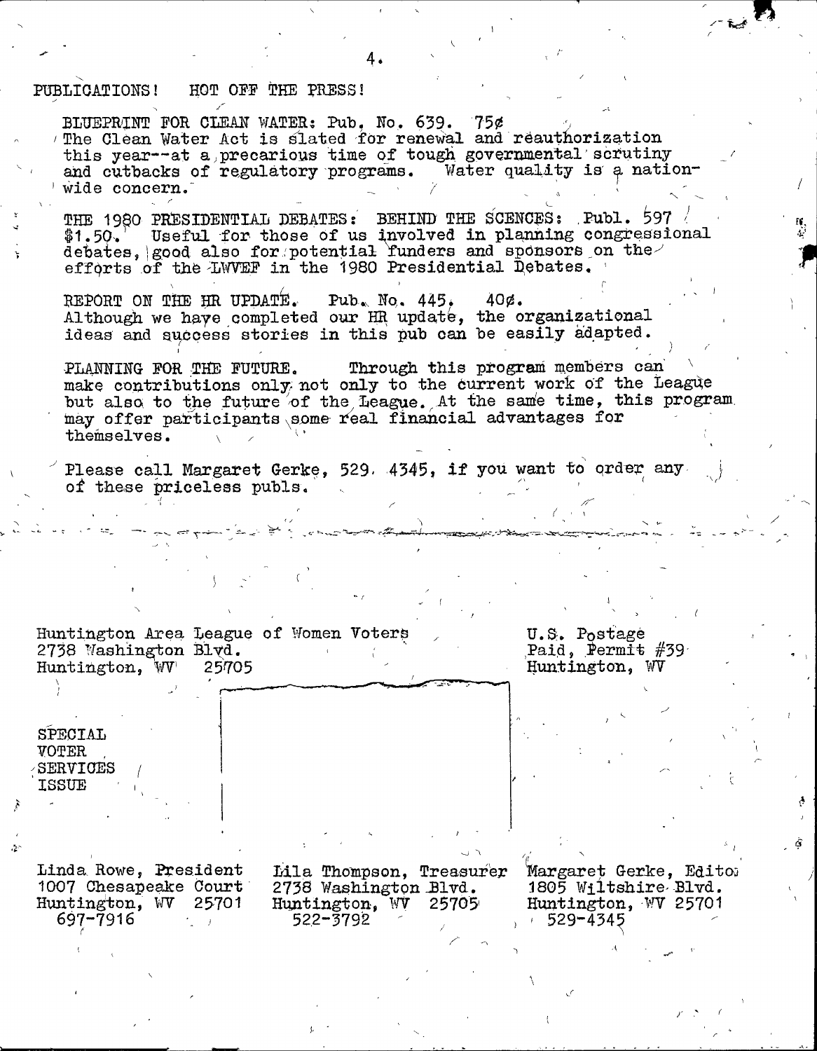PUBLICATIONS! HOT OFF THE PRESS!

BLUEPRINT FOR CLEAN WATER: Pub. No. 639. 75¢
The Clean Water Act is slated for renewal and reauthorization this year--at a precarious time of tough governmental scrutiny and cutbacks of regulatory programs. Water quality is a nationwide concern.

THE 1980 PRESIDENTIAL DEBATES: BEHIND THE SCENCES: Publ. 597 $1.50. Useful for those of us involved in planning congressional debates, good also for potential funders and sponsors on the efforts of the LWVEF in the 1980 Presidential Debates.

REPORT ON THE HR UPDATE. Pub. No. 445. 40¢.
Although we have completed our HR update, the organizational ideas and success stories in this pub can be easily adapted.

PLANNING FOR THE FUTURE. Through this program members can make contributions only not only to the current work of the League but also to the future of the League. At the same time, this program may offer participants some real financial advantages for themselves.

Please call Margaret Gerke, 529. 4345, if you want to order any of these priceless publs.

---

Huntington Area League of Women Voters
2738 Washington Blvd.
Huntington, WV 25705

U.S. Postage
Paid, Permit #39
Huntington, WV

SPECIAL
VOTER
SERVICES
ISSUE

Linda Rowe, President
1007 Chesapeake Court
Huntington, WV 25701
697-7916

Lila Thompson, Treasurer
2738 Washington Blvd.
Huntington, WV 25705
522-3792

Margaret Gerke, Editor
1805 Wiltshire Blvd.
Huntington, WV 25701
529-4345